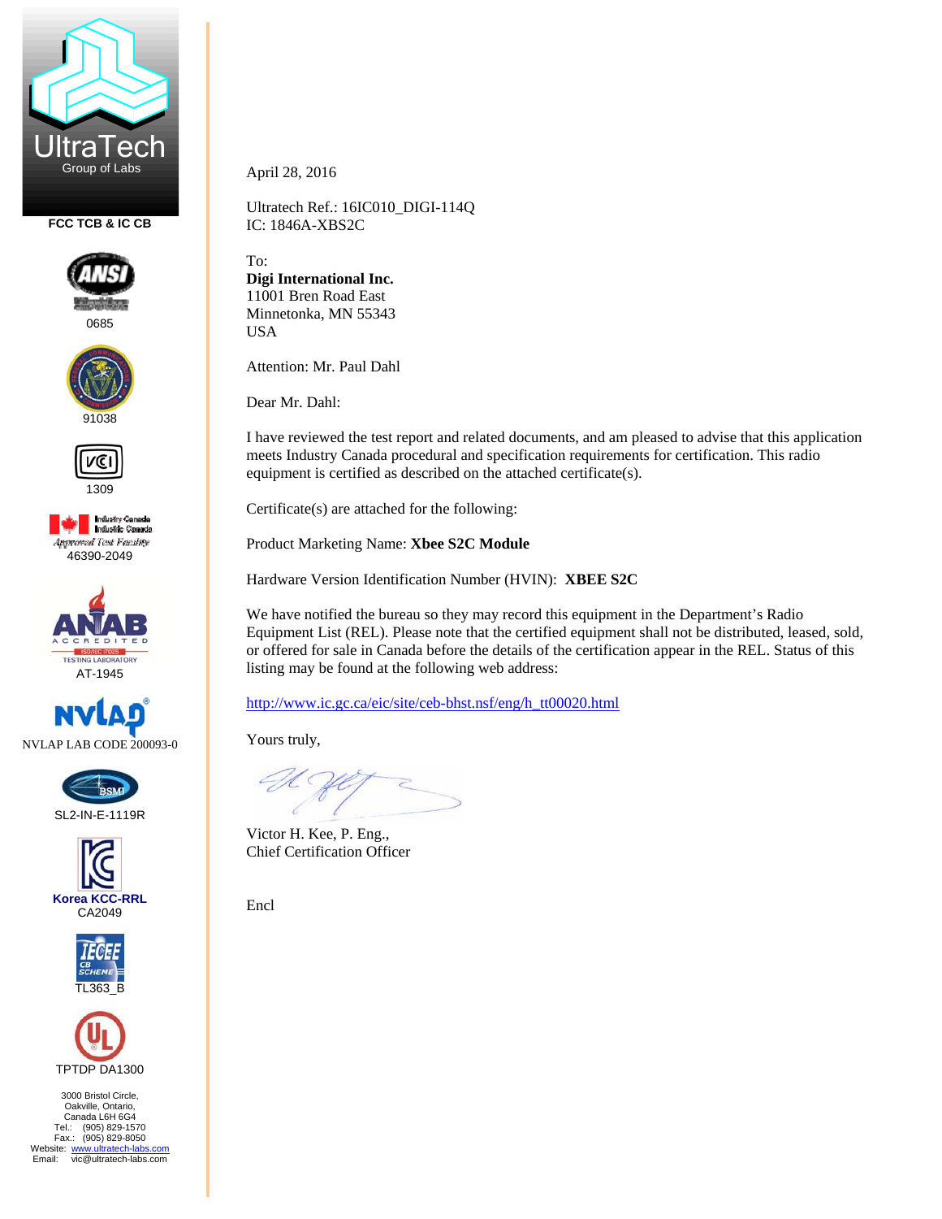UltraTech
Group of Labs

FCC TCB & IC CB

ANSI
0685

91038

1309

Industry Canada Approved Test Facility
46390-2049

ANAB ACCREDITED ISO/IEC 17025 TESTING LABORATORY
AT-1945

NVLAP LAB CODE 200093-0

SL2-IN-E-1119R

Korea KCC-RRL
CA2049

IECEE CB SCHEME
TL363_B

TPTDP DA1300

3000 Bristol Circle,
Oakville, Ontario,
Canada L6H 6G4
Tel.: (905) 829-1570
Fax.: (905) 829-8050
Website: www.ultratech-labs.com
Email: vic@ultratech-labs.com

April 28, 2016

Ultratech Ref.: 16IC010_DIGI-114Q
IC: 1846A-XBS2C

To:
**Digi International Inc.**
11001 Bren Road East
Minnetonka, MN 55343
USA

Attention: Mr. Paul Dahl

Dear Mr. Dahl:

I have reviewed the test report and related documents, and am pleased to advise that this application meets Industry Canada procedural and specification requirements for certification. This radio equipment is certified as described on the attached certificate(s).

Certificate(s) are attached for the following:

Product Marketing Name: **Xbee S2C Module**

Hardware Version Identification Number (HVIN): **XBEE S2C**

We have notified the bureau so they may record this equipment in the Department's Radio Equipment List (REL). Please note that the certified equipment shall not be distributed, leased, sold, or offered for sale in Canada before the details of the certification appear in the REL. Status of this listing may be found at the following web address:

http://www.ic.gc.ca/eic/site/ceb-bhst.nsf/eng/h_tt00020.html

Yours truly,

Victor H. Kee, P. Eng.,
Chief Certification Officer

Encl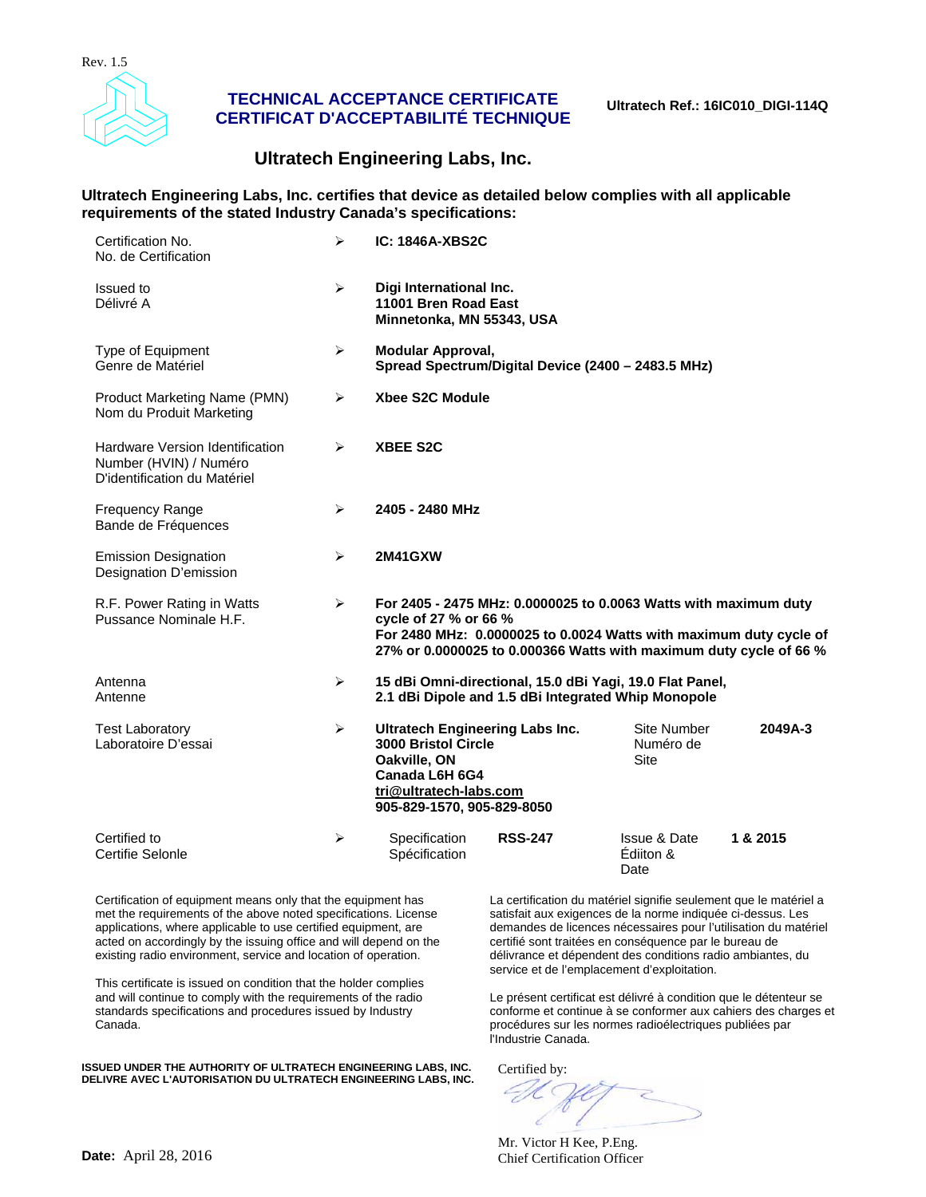Rev. 1.5

# TECHNICAL ACCEPTANCE CERTIFICATE
# CERTIFICAT D'ACCEPTABILITÉ TECHNIQUE

**Ultratech Ref.: 16IC010_DIGI-114Q**

## Ultratech Engineering Labs, Inc.

**Ultratech Engineering Labs, Inc. certifies that device as detailed below complies with all applicable requirements of the stated Industry Canada's specifications:**

| | | |
|---|---|---|
| Certification No.<br>No. de Certification | ➢ | **IC: 1846A-XBS2C** |
| Issued to<br>Délivré A | ➢ | **Digi International Inc.<br>11001 Bren Road East<br>Minnetonka, MN 55343, USA** |
| Type of Equipment<br>Genre de Matériel | ➢ | **Modular Approval,<br>Spread Spectrum/Digital Device (2400 – 2483.5 MHz)** |
| Product Marketing Name (PMN)<br>Nom du Produit Marketing | ➢ | **Xbee S2C Module** |
| Hardware Version Identification Number (HVIN) / Numéro D'identification du Matériel | ➢ | **XBEE S2C** |
| Frequency Range<br>Bande de Fréquences | ➢ | **2405 - 2480 MHz** |
| Emission Designation<br>Designation D'emission | ➢ | **2M41GXW** |
| R.F. Power Rating in Watts<br>Pussance Nominale H.F. | ➢ | **For 2405 - 2475 MHz: 0.0000025 to 0.0063 Watts with maximum duty cycle of 27 % or 66 %<br>For 2480 MHz: 0.0000025 to 0.0024 Watts with maximum duty cycle of 27% or 0.0000025 to 0.000366 Watts with maximum duty cycle of 66 %** |
| Antenna<br>Antenne | ➢ | **15 dBi Omni-directional, 15.0 dBi Yagi, 19.0 Flat Panel, 2.1 dBi Dipole and 1.5 dBi Integrated Whip Monopole** |
| Test Laboratory<br>Laboratoire D'essai | ➢ | **Ultratech Engineering Labs Inc.<br>3000 Bristol Circle<br>Oakville, ON<br>Canada L6H 6G4<br>tri@ultratech-labs.com<br>905-829-1570, 905-829-8050**<br>Site Number / Numéro de Site: **2049A-3** |
| Certified to<br>Certifie Selonle | ➢ | Specification / Spécification: **RSS-247**<br>Issue & Date / Édiiton & Date: **1 & 2015** |

Certification of equipment means only that the equipment has met the requirements of the above noted specifications. License applications, where applicable to use certified equipment, are acted on accordingly by the issuing office and will depend on the existing radio environment, service and location of operation.

This certificate is issued on condition that the holder complies and will continue to comply with the requirements of the radio standards specifications and procedures issued by Industry Canada.

La certification du matériel signifie seulement que le matériel a satisfait aux exigences de la norme indiquée ci-dessus. Les demandes de licences nécessaires pour l'utilisation du matériel certifié sont traitées en conséquence par le bureau de délivrance et dépendent des conditions radio ambiantes, du service et de l'emplacement d'exploitation.

Le présent certificat est délivré à condition que le détenteur se conforme et continue à se conformer aux cahiers des charges et procédures sur les normes radioélectriques publiées par l'Industrie Canada.

**ISSUED UNDER THE AUTHORITY OF ULTRATECH ENGINEERING LABS, INC.**
**DELIVRE AVEC L'AUTORISATION DU ULTRATECH ENGINEERING LABS, INC.**

Certified by:

Mr. Victor H Kee, P.Eng.
Chief Certification Officer

**Date:** April 28, 2016